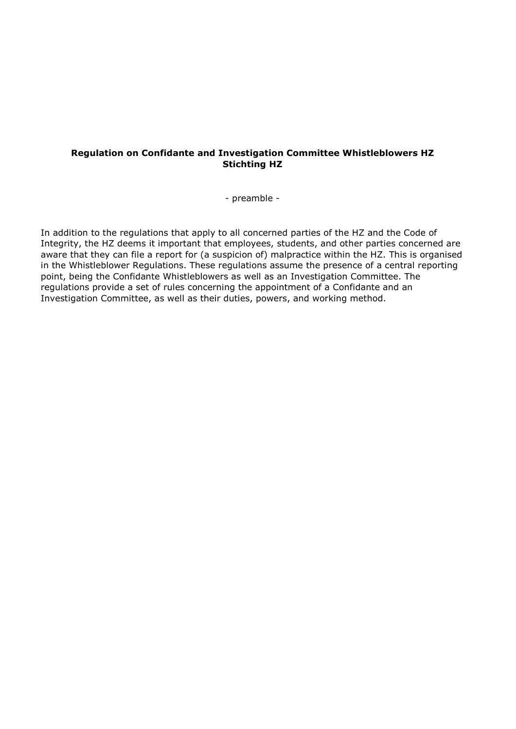# Regulation on Confidante and Investigation Committee Whistleblowers HZ
# Stichting HZ

- preamble -

In addition to the regulations that apply to all concerned parties of the HZ and the Code of Integrity, the HZ deems it important that employees, students, and other parties concerned are aware that they can file a report for (a suspicion of) malpractice within the HZ. This is organised in the Whistleblower Regulations. These regulations assume the presence of a central reporting point, being the Confidante Whistleblowers as well as an Investigation Committee. The regulations provide a set of rules concerning the appointment of a Confidante and an Investigation Committee, as well as their duties, powers, and working method.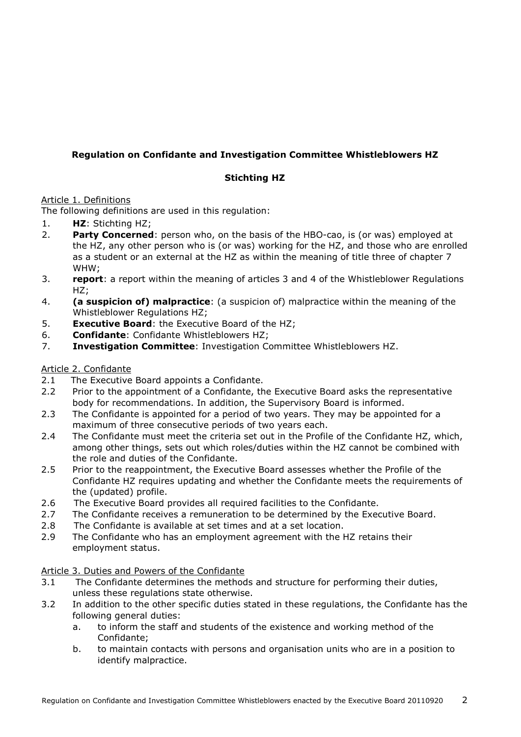**Regulation on Confidante and Investigation Committee Whistleblowers HZ**

**Stichting HZ**

Article 1. Definitions

The following definitions are used in this regulation:

1. **HZ**: Stichting HZ;
2. **Party Concerned**: person who, on the basis of the HBO-cao, is (or was) employed at the HZ, any other person who is (or was) working for the HZ, and those who are enrolled as a student or an external at the HZ as within the meaning of title three of chapter 7 WHW;
3. **report**: a report within the meaning of articles 3 and 4 of the Whistleblower Regulations HZ;
4. **(a suspicion of) malpractice**: (a suspicion of) malpractice within the meaning of the Whistleblower Regulations HZ;
5. **Executive Board**: the Executive Board of the HZ;
6. **Confidante**: Confidante Whistleblowers HZ;
7. **Investigation Committee**: Investigation Committee Whistleblowers HZ.

Article 2. Confidante

2.1 The Executive Board appoints a Confidante.

2.2 Prior to the appointment of a Confidante, the Executive Board asks the representative body for recommendations. In addition, the Supervisory Board is informed.

2.3 The Confidante is appointed for a period of two years. They may be appointed for a maximum of three consecutive periods of two years each.

2.4 The Confidante must meet the criteria set out in the Profile of the Confidante HZ, which, among other things, sets out which roles/duties within the HZ cannot be combined with the role and duties of the Confidante.

2.5 Prior to the reappointment, the Executive Board assesses whether the Profile of the Confidante HZ requires updating and whether the Confidante meets the requirements of the (updated) profile.

2.6 The Executive Board provides all required facilities to the Confidante.

2.7 The Confidante receives a remuneration to be determined by the Executive Board.

2.8 The Confidante is available at set times and at a set location.

2.9 The Confidante who has an employment agreement with the HZ retains their employment status.

Article 3. Duties and Powers of the Confidante

3.1 The Confidante determines the methods and structure for performing their duties, unless these regulations state otherwise.

3.2 In addition to the other specific duties stated in these regulations, the Confidante has the following general duties:

   a. to inform the staff and students of the existence and working method of the Confidante;

   b. to maintain contacts with persons and organisation units who are in a position to identify malpractice.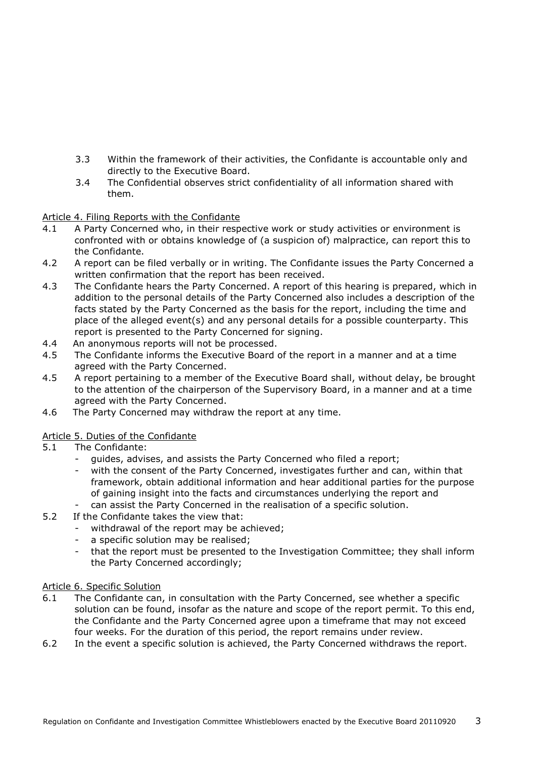3.3 Within the framework of their activities, the Confidante is accountable only and directly to the Executive Board.

3.4 The Confidential observes strict confidentiality of all information shared with them.

Article 4. Filing Reports with the Confidante

4.1 A Party Concerned who, in their respective work or study activities or environment is confronted with or obtains knowledge of (a suspicion of) malpractice, can report this to the Confidante.

4.2 A report can be filed verbally or in writing. The Confidante issues the Party Concerned a written confirmation that the report has been received.

4.3 The Confidante hears the Party Concerned. A report of this hearing is prepared, which in addition to the personal details of the Party Concerned also includes a description of the facts stated by the Party Concerned as the basis for the report, including the time and place of the alleged event(s) and any personal details for a possible counterparty. This report is presented to the Party Concerned for signing.

4.4 An anonymous reports will not be processed.

4.5 The Confidante informs the Executive Board of the report in a manner and at a time agreed with the Party Concerned.

4.5 A report pertaining to a member of the Executive Board shall, without delay, be brought to the attention of the chairperson of the Supervisory Board, in a manner and at a time agreed with the Party Concerned.

4.6 The Party Concerned may withdraw the report at any time.

Article 5. Duties of the Confidante

5.1 The Confidante:
- guides, advises, and assists the Party Concerned who filed a report;
- with the consent of the Party Concerned, investigates further and can, within that framework, obtain additional information and hear additional parties for the purpose of gaining insight into the facts and circumstances underlying the report and
- can assist the Party Concerned in the realisation of a specific solution.

5.2 If the Confidante takes the view that:
- withdrawal of the report may be achieved;
- a specific solution may be realised;
- that the report must be presented to the Investigation Committee; they shall inform the Party Concerned accordingly;

Article 6. Specific Solution

6.1 The Confidante can, in consultation with the Party Concerned, see whether a specific solution can be found, insofar as the nature and scope of the report permit. To this end, the Confidante and the Party Concerned agree upon a timeframe that may not exceed four weeks. For the duration of this period, the report remains under review.

6.2 In the event a specific solution is achieved, the Party Concerned withdraws the report.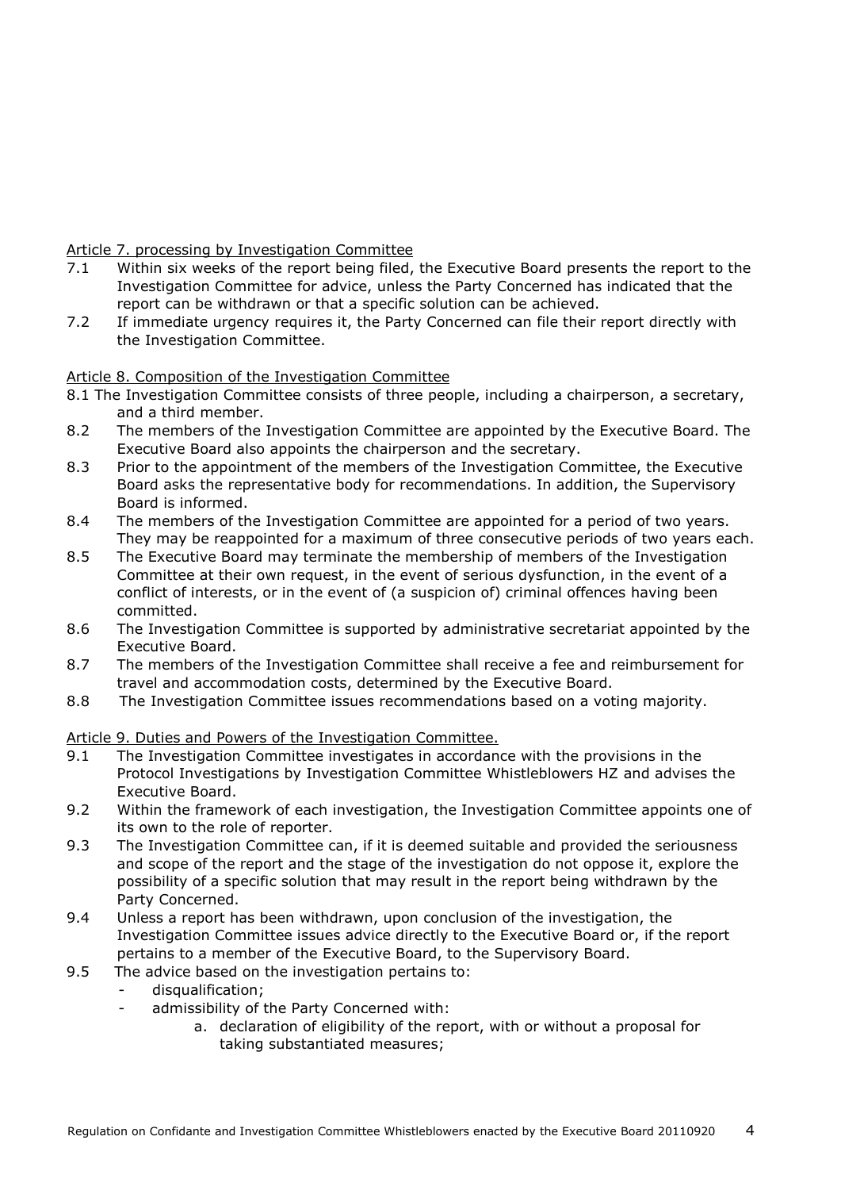Article 7. processing by Investigation Committee

7.1 Within six weeks of the report being filed, the Executive Board presents the report to the Investigation Committee for advice, unless the Party Concerned has indicated that the report can be withdrawn or that a specific solution can be achieved.

7.2 If immediate urgency requires it, the Party Concerned can file their report directly with the Investigation Committee.

Article 8. Composition of the Investigation Committee

8.1 The Investigation Committee consists of three people, including a chairperson, a secretary, and a third member.

8.2 The members of the Investigation Committee are appointed by the Executive Board. The Executive Board also appoints the chairperson and the secretary.

8.3 Prior to the appointment of the members of the Investigation Committee, the Executive Board asks the representative body for recommendations. In addition, the Supervisory Board is informed.

8.4 The members of the Investigation Committee are appointed for a period of two years. They may be reappointed for a maximum of three consecutive periods of two years each.

8.5 The Executive Board may terminate the membership of members of the Investigation Committee at their own request, in the event of serious dysfunction, in the event of a conflict of interests, or in the event of (a suspicion of) criminal offences having been committed.

8.6 The Investigation Committee is supported by administrative secretariat appointed by the Executive Board.

8.7 The members of the Investigation Committee shall receive a fee and reimbursement for travel and accommodation costs, determined by the Executive Board.

8.8 The Investigation Committee issues recommendations based on a voting majority.

Article 9. Duties and Powers of the Investigation Committee.

9.1 The Investigation Committee investigates in accordance with the provisions in the Protocol Investigations by Investigation Committee Whistleblowers HZ and advises the Executive Board.

9.2 Within the framework of each investigation, the Investigation Committee appoints one of its own to the role of reporter.

9.3 The Investigation Committee can, if it is deemed suitable and provided the seriousness and scope of the report and the stage of the investigation do not oppose it, explore the possibility of a specific solution that may result in the report being withdrawn by the Party Concerned.

9.4 Unless a report has been withdrawn, upon conclusion of the investigation, the Investigation Committee issues advice directly to the Executive Board or, if the report pertains to a member of the Executive Board, to the Supervisory Board.

9.5 The advice based on the investigation pertains to:

- disqualification;
- admissibility of the Party Concerned with:
    a. declaration of eligibility of the report, with or without a proposal for taking substantiated measures;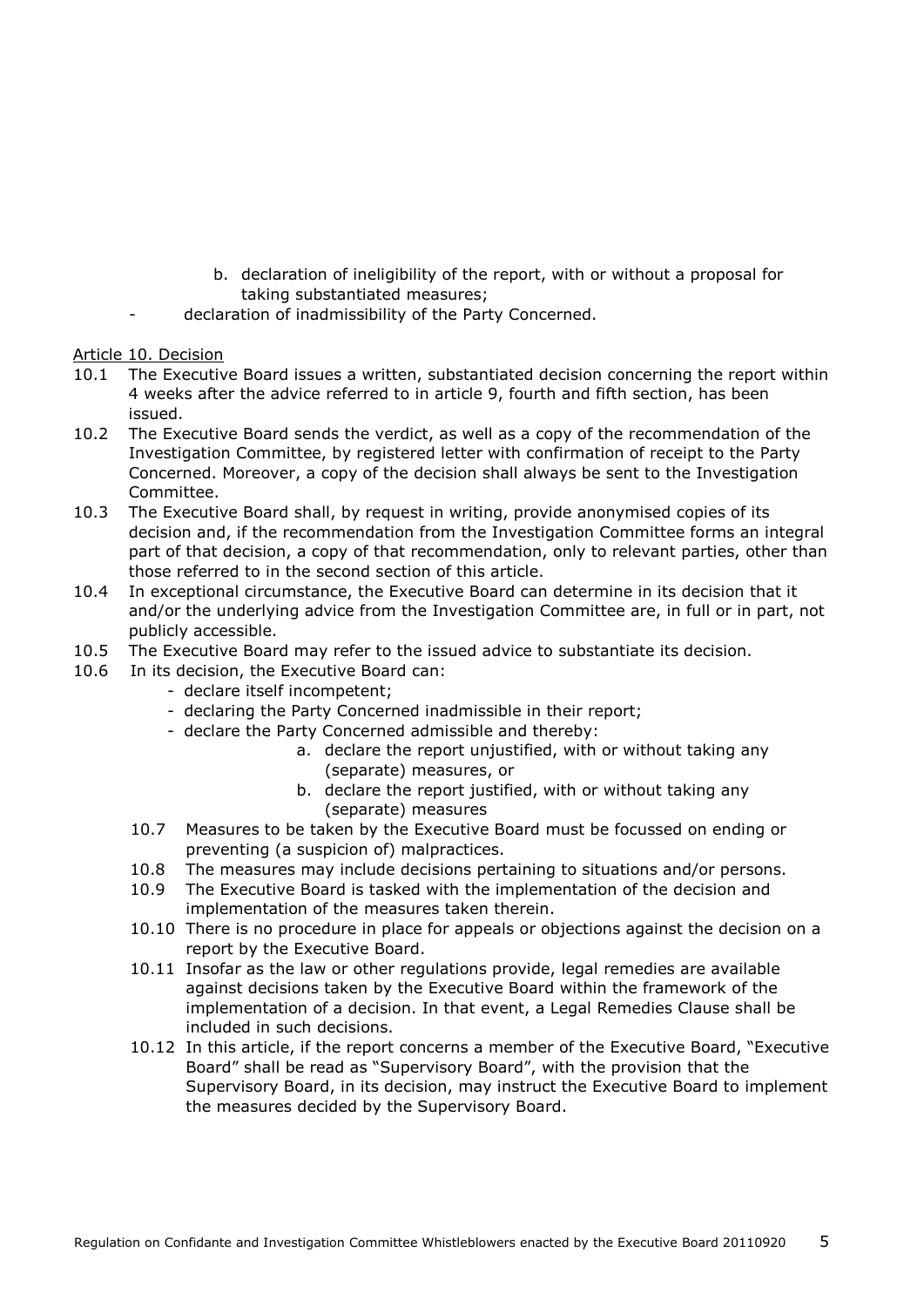b. declaration of ineligibility of the report, with or without a proposal for taking substantiated measures;

- declaration of inadmissibility of the Party Concerned.

Article 10. Decision

10.1 The Executive Board issues a written, substantiated decision concerning the report within 4 weeks after the advice referred to in article 9, fourth and fifth section, has been issued.

10.2 The Executive Board sends the verdict, as well as a copy of the recommendation of the Investigation Committee, by registered letter with confirmation of receipt to the Party Concerned. Moreover, a copy of the decision shall always be sent to the Investigation Committee.

10.3 The Executive Board shall, by request in writing, provide anonymised copies of its decision and, if the recommendation from the Investigation Committee forms an integral part of that decision, a copy of that recommendation, only to relevant parties, other than those referred to in the second section of this article.

10.4 In exceptional circumstance, the Executive Board can determine in its decision that it and/or the underlying advice from the Investigation Committee are, in full or in part, not publicly accessible.

10.5 The Executive Board may refer to the issued advice to substantiate its decision.

10.6 In its decision, the Executive Board can:

- declare itself incompetent;
- declaring the Party Concerned inadmissible in their report;
- declare the Party Concerned admissible and thereby:
  a. declare the report unjustified, with or without taking any (separate) measures, or
  b. declare the report justified, with or without taking any (separate) measures

10.7 Measures to be taken by the Executive Board must be focussed on ending or preventing (a suspicion of) malpractices.

10.8 The measures may include decisions pertaining to situations and/or persons.

10.9 The Executive Board is tasked with the implementation of the decision and implementation of the measures taken therein.

10.10 There is no procedure in place for appeals or objections against the decision on a report by the Executive Board.

10.11 Insofar as the law or other regulations provide, legal remedies are available against decisions taken by the Executive Board within the framework of the implementation of a decision. In that event, a Legal Remedies Clause shall be included in such decisions.

10.12 In this article, if the report concerns a member of the Executive Board, "Executive Board" shall be read as "Supervisory Board", with the provision that the Supervisory Board, in its decision, may instruct the Executive Board to implement the measures decided by the Supervisory Board.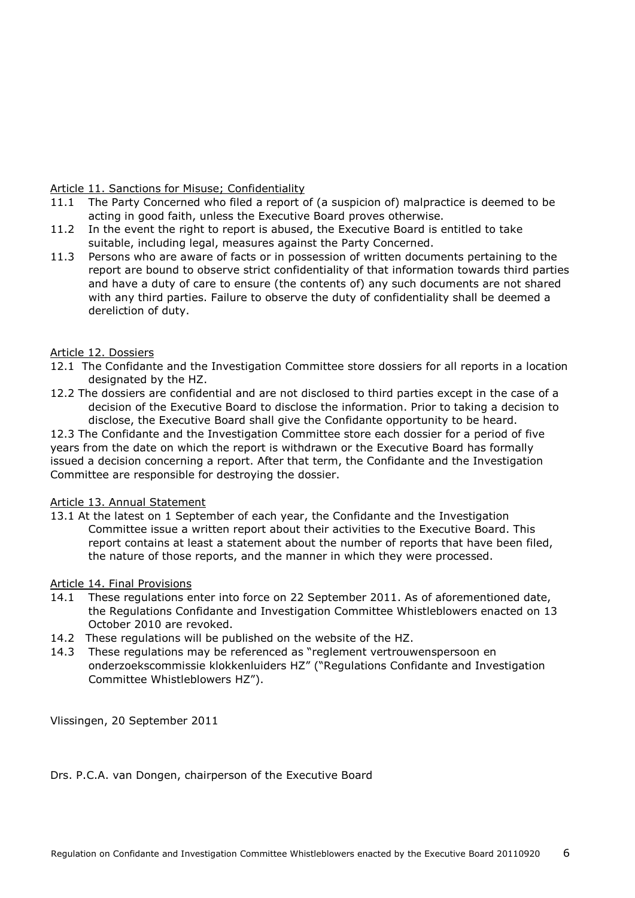Article 11. Sanctions for Misuse; Confidentiality

11.1 The Party Concerned who filed a report of (a suspicion of) malpractice is deemed to be acting in good faith, unless the Executive Board proves otherwise.

11.2 In the event the right to report is abused, the Executive Board is entitled to take suitable, including legal, measures against the Party Concerned.

11.3 Persons who are aware of facts or in possession of written documents pertaining to the report are bound to observe strict confidentiality of that information towards third parties and have a duty of care to ensure (the contents of) any such documents are not shared with any third parties. Failure to observe the duty of confidentiality shall be deemed a dereliction of duty.

Article 12. Dossiers

12.1 The Confidante and the Investigation Committee store dossiers for all reports in a location designated by the HZ.

12.2 The dossiers are confidential and are not disclosed to third parties except in the case of a decision of the Executive Board to disclose the information. Prior to taking a decision to disclose, the Executive Board shall give the Confidante opportunity to be heard.

12.3 The Confidante and the Investigation Committee store each dossier for a period of five years from the date on which the report is withdrawn or the Executive Board has formally issued a decision concerning a report. After that term, the Confidante and the Investigation Committee are responsible for destroying the dossier.

Article 13. Annual Statement

13.1 At the latest on 1 September of each year, the Confidante and the Investigation Committee issue a written report about their activities to the Executive Board. This report contains at least a statement about the number of reports that have been filed, the nature of those reports, and the manner in which they were processed.

Article 14. Final Provisions

14.1 These regulations enter into force on 22 September 2011. As of aforementioned date, the Regulations Confidante and Investigation Committee Whistleblowers enacted on 13 October 2010 are revoked.

14.2 These regulations will be published on the website of the HZ.

14.3 These regulations may be referenced as "reglement vertrouwenspersoon en onderzoekscommissie klokkenluiders HZ" ("Regulations Confidante and Investigation Committee Whistleblowers HZ").

Vlissingen, 20 September 2011

Drs. P.C.A. van Dongen, chairperson of the Executive Board